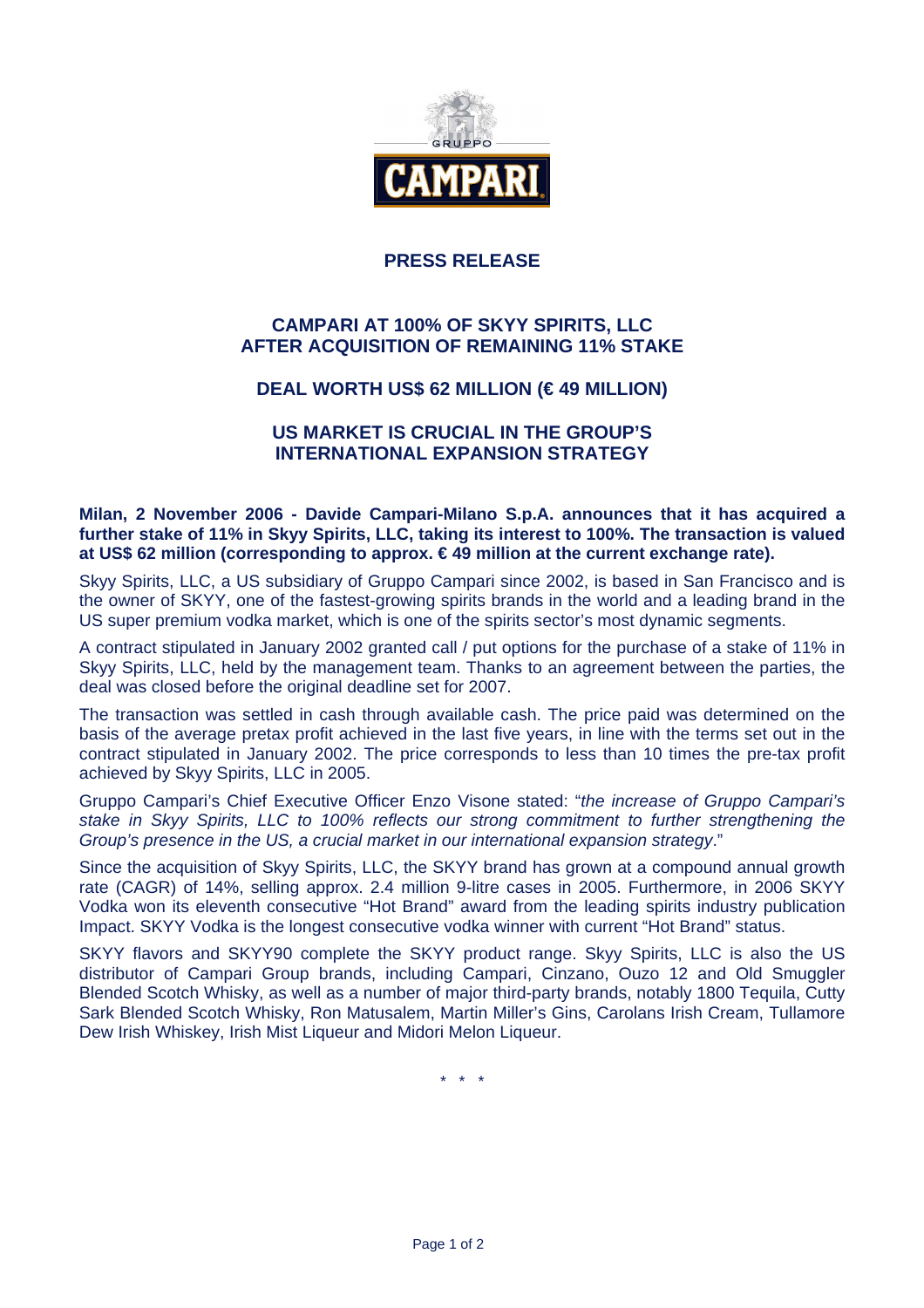# PRESS RELEASE

## CAMPARI AT 100% OF SKYY SPIRITS, LLC AFTER ACQUISITION OF REMAINING 11% STAKE

## DEAL WORTH US$ 62 MILLION (€ 49 MILLION)

## US MARKET IS CRUCIAL IN THE GROUP'S INTERNATIONAL EXPANSION STRATEGY

**Milan, 2 November 2006 - Davide Campari-Milano S.p.A. announces that it has acquired a further stake of 11% in Skyy Spirits, LLC, taking its interest to 100%. The transaction is valued at US$ 62 million (corresponding to approx. € 49 million at the current exchange rate).**

Skyy Spirits, LLC, a US subsidiary of Gruppo Campari since 2002, is based in San Francisco and is the owner of SKYY, one of the fastest-growing spirits brands in the world and a leading brand in the US super premium vodka market, which is one of the spirits sector's most dynamic segments.

A contract stipulated in January 2002 granted call / put options for the purchase of a stake of 11% in Skyy Spirits, LLC, held by the management team. Thanks to an agreement between the parties, the deal was closed before the original deadline set for 2007.

The transaction was settled in cash through available cash. The price paid was determined on the basis of the average pretax profit achieved in the last five years, in line with the terms set out in the contract stipulated in January 2002. The price corresponds to less than 10 times the pre-tax profit achieved by Skyy Spirits, LLC in 2005.

Gruppo Campari's Chief Executive Officer Enzo Visone stated: "*the increase of Gruppo Campari's stake in Skyy Spirits, LLC to 100% reflects our strong commitment to further strengthening the Group's presence in the US, a crucial market in our international expansion strategy*."

Since the acquisition of Skyy Spirits, LLC, the SKYY brand has grown at a compound annual growth rate (CAGR) of 14%, selling approx. 2.4 million 9-litre cases in 2005. Furthermore, in 2006 SKYY Vodka won its eleventh consecutive "Hot Brand" award from the leading spirits industry publication Impact. SKYY Vodka is the longest consecutive vodka winner with current "Hot Brand" status.

SKYY flavors and SKYY90 complete the SKYY product range. Skyy Spirits, LLC is also the US distributor of Campari Group brands, including Campari, Cinzano, Ouzo 12 and Old Smuggler Blended Scotch Whisky, as well as a number of major third-party brands, notably 1800 Tequila, Cutty Sark Blended Scotch Whisky, Ron Matusalem, Martin Miller's Gins, Carolans Irish Cream, Tullamore Dew Irish Whiskey, Irish Mist Liqueur and Midori Melon Liqueur.

\* \* \*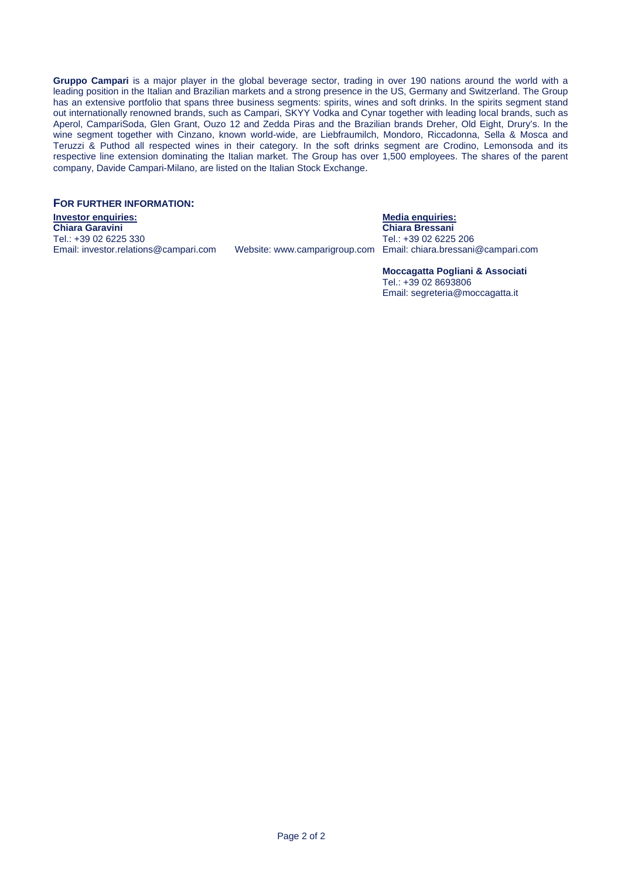**Gruppo Campari** is a major player in the global beverage sector, trading in over 190 nations around the world with a leading position in the Italian and Brazilian markets and a strong presence in the US, Germany and Switzerland. The Group has an extensive portfolio that spans three business segments: spirits, wines and soft drinks. In the spirits segment stand out internationally renowned brands, such as Campari, SKYY Vodka and Cynar together with leading local brands, such as Aperol, CampariSoda, Glen Grant, Ouzo 12 and Zedda Piras and the Brazilian brands Dreher, Old Eight, Drury's. In the wine segment together with Cinzano, known world-wide, are Liebfraumilch, Mondoro, Riccadonna, Sella & Mosca and Teruzzi & Puthod all respected wines in their category. In the soft drinks segment are Crodino, Lemonsoda and its respective line extension dominating the Italian market. The Group has over 1,500 employees. The shares of the parent company, Davide Campari-Milano, are listed on the Italian Stock Exchange.

## FOR FURTHER INFORMATION:

**Investor enquiries:**
**Chiara Garavini**
Tel.: +39 02 6225 330
Email: investor.relations@campari.com

Website: www.camparigroup.com

**Media enquiries:**
**Chiara Bressani**
Tel.: +39 02 6225 206
Email: chiara.bressani@campari.com

**Moccagatta Pogliani & Associati**
Tel.: +39 02 8693806
Email: segreteria@moccagatta.it